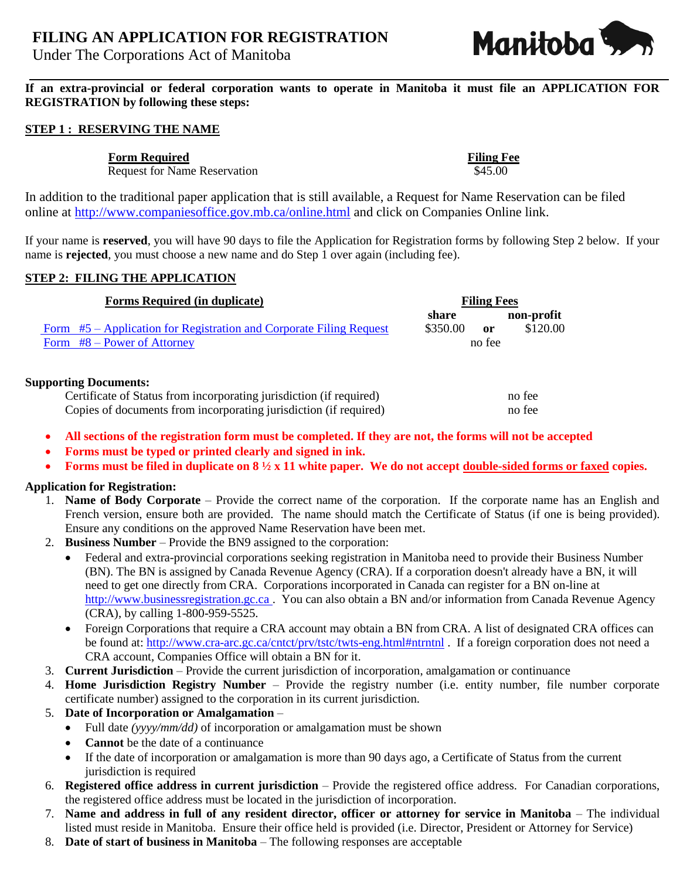# FILING AN APPLICATION FOR REGISTRATION

Under The Corporations Act of Manitoba

**If an extra-provincial or federal corporation wants to operate in Manitoba it must file an APPLICATION FOR REGISTRATION by following these steps:**

## STEP 1 : RESERVING THE NAME

| Form Required | Filing Fee |
|---|---|
| Request for Name Reservation | $45.00 |

In addition to the traditional paper application that is still available, a Request for Name Reservation can be filed online at http://www.companiesoffice.gov.mb.ca/online.html and click on Companies Online link.

If your name is **reserved**, you will have 90 days to file the Application for Registration forms by following Step 2 below. If your name is **rejected**, you must choose a new name and do Step 1 over again (including fee).

## STEP 2: FILING THE APPLICATION

| Forms Required (in duplicate) | Filing Fees | | |
|---|---|---|---|
| | share | | non-profit |
| Form #5 – Application for Registration and Corporate Filing Request | $350.00 | or | $120.00 |
| Form #8 – Power of Attorney | | no fee | |

**Supporting Documents:**

| | |
|---|---|
| Certificate of Status from incorporating jurisdiction (if required) | no fee |
| Copies of documents from incorporating jurisdiction (if required) | no fee |

- **All sections of the registration form must be completed. If they are not, the forms will not be accepted**
- **Forms must be typed or printed clearly and signed in ink.**
- **Forms must be filed in duplicate on 8 ½ x 11 white paper. We do not accept double-sided forms or faxed copies.**

**Application for Registration:**

1. **Name of Body Corporate** – Provide the correct name of the corporation. If the corporate name has an English and French version, ensure both are provided. The name should match the Certificate of Status (if one is being provided). Ensure any conditions on the approved Name Reservation have been met.
2. **Business Number** – Provide the BN9 assigned to the corporation:
   - Federal and extra-provincial corporations seeking registration in Manitoba need to provide their Business Number (BN). The BN is assigned by Canada Revenue Agency (CRA). If a corporation doesn't already have a BN, it will need to get one directly from CRA. Corporations incorporated in Canada can register for a BN on-line at http://www.businessregistration.gc.ca . You can also obtain a BN and/or information from Canada Revenue Agency (CRA), by calling 1-800-959-5525.
   - Foreign Corporations that require a CRA account may obtain a BN from CRA. A list of designated CRA offices can be found at: http://www.cra-arc.gc.ca/cntct/prv/tstc/twts-eng.html#ntrntnl . If a foreign corporation does not need a CRA account, Companies Office will obtain a BN for it.
3. **Current Jurisdiction** – Provide the current jurisdiction of incorporation, amalgamation or continuance
4. **Home Jurisdiction Registry Number** – Provide the registry number (i.e. entity number, file number corporate certificate number) assigned to the corporation in its current jurisdiction.
5. **Date of Incorporation or Amalgamation** –
   - Full date *(yyyy/mm/dd)* of incorporation or amalgamation must be shown
   - **Cannot** be the date of a continuance
   - If the date of incorporation or amalgamation is more than 90 days ago, a Certificate of Status from the current jurisdiction is required
6. **Registered office address in current jurisdiction** – Provide the registered office address. For Canadian corporations, the registered office address must be located in the jurisdiction of incorporation.
7. **Name and address in full of any resident director, officer or attorney for service in Manitoba** – The individual listed must reside in Manitoba. Ensure their office held is provided (i.e. Director, President or Attorney for Service)
8. **Date of start of business in Manitoba** – The following responses are acceptable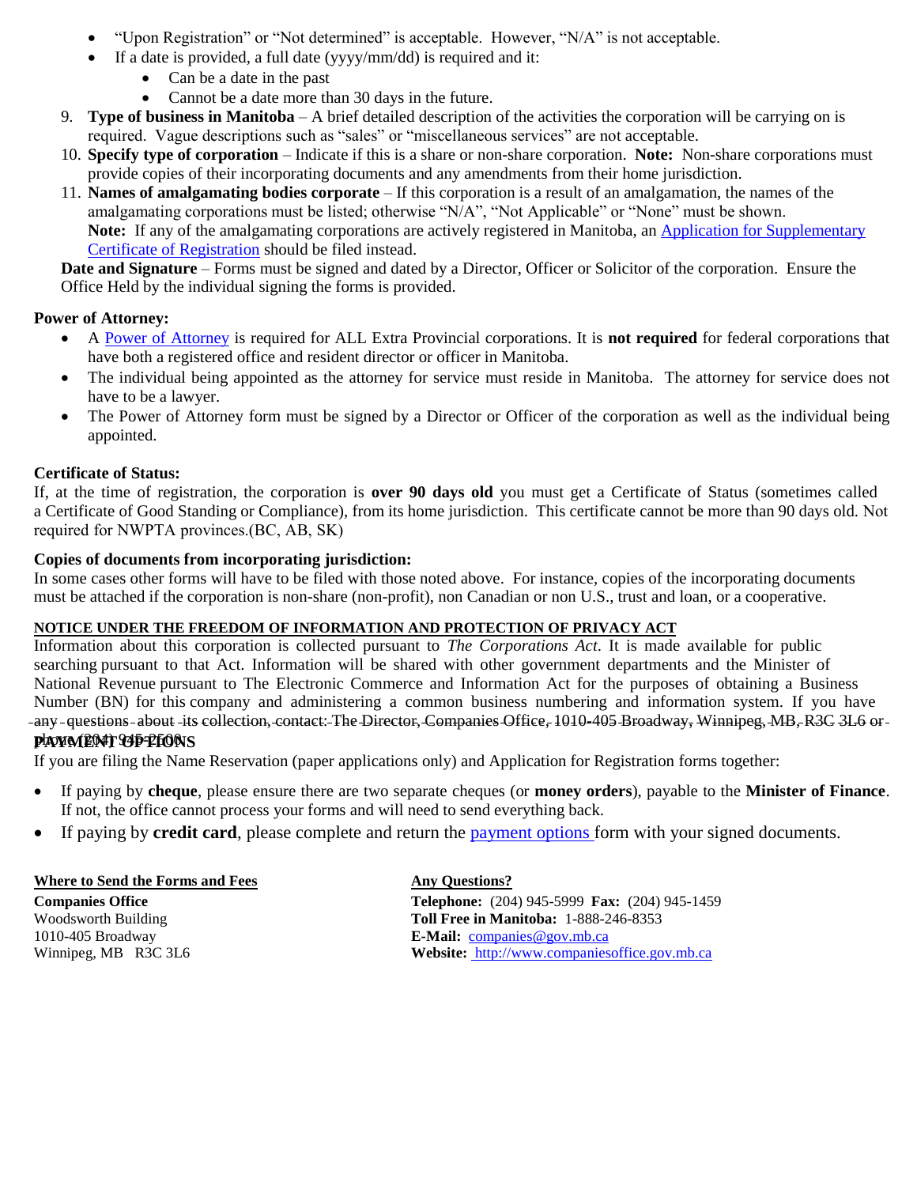- "Upon Registration" or "Not determined" is acceptable. However, "N/A" is not acceptable.
- If a date is provided, a full date (yyyy/mm/dd) is required and it:
  - Can be a date in the past
  - Cannot be a date more than 30 days in the future.

9. **Type of business in Manitoba** – A brief detailed description of the activities the corporation will be carrying on is required. Vague descriptions such as "sales" or "miscellaneous services" are not acceptable.
10. **Specify type of corporation** – Indicate if this is a share or non-share corporation. **Note:** Non-share corporations must provide copies of their incorporating documents and any amendments from their home jurisdiction.
11. **Names of amalgamating bodies corporate** – If this corporation is a result of an amalgamation, the names of the amalgamating corporations must be listed; otherwise "N/A", "Not Applicable" or "None" must be shown. **Note:** If any of the amalgamating corporations are actively registered in Manitoba, an Application for Supplementary Certificate of Registration should be filed instead.

**Date and Signature** – Forms must be signed and dated by a Director, Officer or Solicitor of the corporation. Ensure the Office Held by the individual signing the forms is provided.

**Power of Attorney:**

- A Power of Attorney is required for ALL Extra Provincial corporations. It is **not required** for federal corporations that have both a registered office and resident director or officer in Manitoba.
- The individual being appointed as the attorney for service must reside in Manitoba. The attorney for service does not have to be a lawyer.
- The Power of Attorney form must be signed by a Director or Officer of the corporation as well as the individual being appointed.

**Certificate of Status:**

If, at the time of registration, the corporation is **over 90 days old** you must get a Certificate of Status (sometimes called a Certificate of Good Standing or Compliance), from its home jurisdiction. This certificate cannot be more than 90 days old. Not required for NWPTA provinces.(BC, AB, SK)

**Copies of documents from incorporating jurisdiction:**

In some cases other forms will have to be filed with those noted above. For instance, copies of the incorporating documents must be attached if the corporation is non-share (non-profit), non Canadian or non U.S., trust and loan, or a cooperative.

**NOTICE UNDER THE FREEDOM OF INFORMATION AND PROTECTION OF PRIVACY ACT**

Information about this corporation is collected pursuant to *The Corporations Act*. It is made available for public searching pursuant to that Act. Information will be shared with other government departments and the Minister of National Revenue pursuant to The Electronic Commerce and Information Act for the purposes of obtaining a Business Number (BN) for this company and administering a common business numbering and information system. If you have any questions about its collection, contact: The Director, Companies Office, 1010-405 Broadway, Winnipeg, MB, R3C 3L6 or phone (204) 945-2500.

**PAYMENT OPTIONS**

If you are filing the Name Reservation (paper applications only) and Application for Registration forms together:

- If paying by **cheque**, please ensure there are two separate cheques (or **money orders**), payable to the **Minister of Finance**. If not, the office cannot process your forms and will need to send everything back.
- If paying by **credit card**, please complete and return the payment options form with your signed documents.

**Where to Send the Forms and Fees**

**Companies Office**
Woodsworth Building
1010-405 Broadway
Winnipeg, MB R3C 3L6

**Any Questions?**

**Telephone:** (204) 945-5999 **Fax:** (204) 945-1459
**Toll Free in Manitoba:** 1-888-246-8353
**E-Mail:** companies@gov.mb.ca
**Website:** http://www.companiesoffice.gov.mb.ca